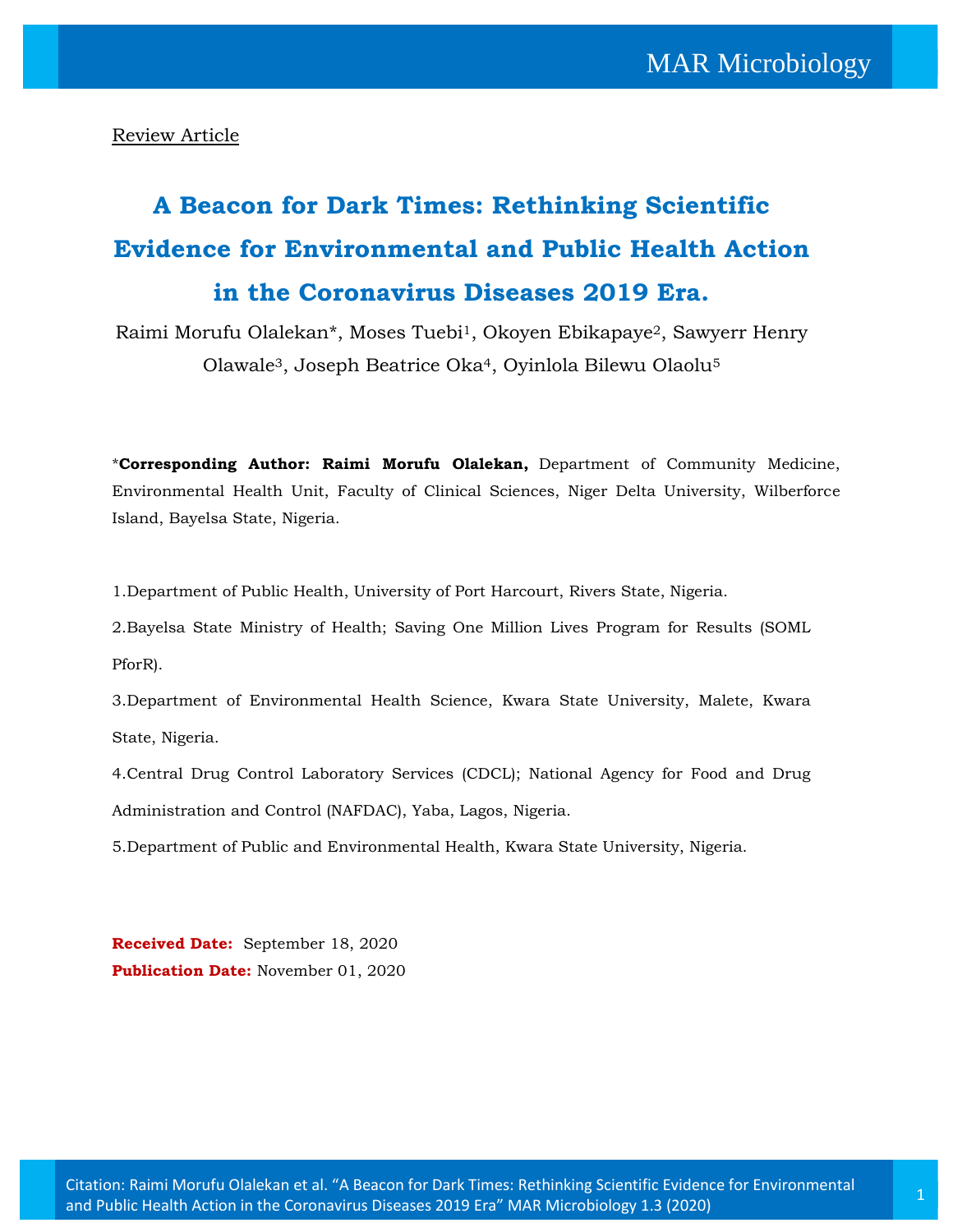Review Article

# A Beacon for Dark Times: Rethinking Scientific Evidence for Environmental and Public Health Action in the Coronavirus Diseases 2019 Era.

Raimi Morufu Olalekan*, Moses Tuebi[1], Okoyen Ebikapaye[2], Sawyerr Henry Olawale[3], Joseph Beatrice Oka[4], Oyinlola Bilewu Olaolu[5]

***Corresponding Author: Raimi Morufu Olalekan,** Department of Community Medicine, Environmental Health Unit, Faculty of Clinical Sciences, Niger Delta University, Wilberforce Island, Bayelsa State, Nigeria.

1.Department of Public Health, University of Port Harcourt, Rivers State, Nigeria.

2.Bayelsa State Ministry of Health; Saving One Million Lives Program for Results (SOML PforR).

3.Department of Environmental Health Science, Kwara State University, Malete, Kwara State, Nigeria.

4.Central Drug Control Laboratory Services (CDCL); National Agency for Food and Drug Administration and Control (NAFDAC), Yaba, Lagos, Nigeria.

5.Department of Public and Environmental Health, Kwara State University, Nigeria.

**Received Date:** September 18, 2020

**Publication Date:** November 01, 2020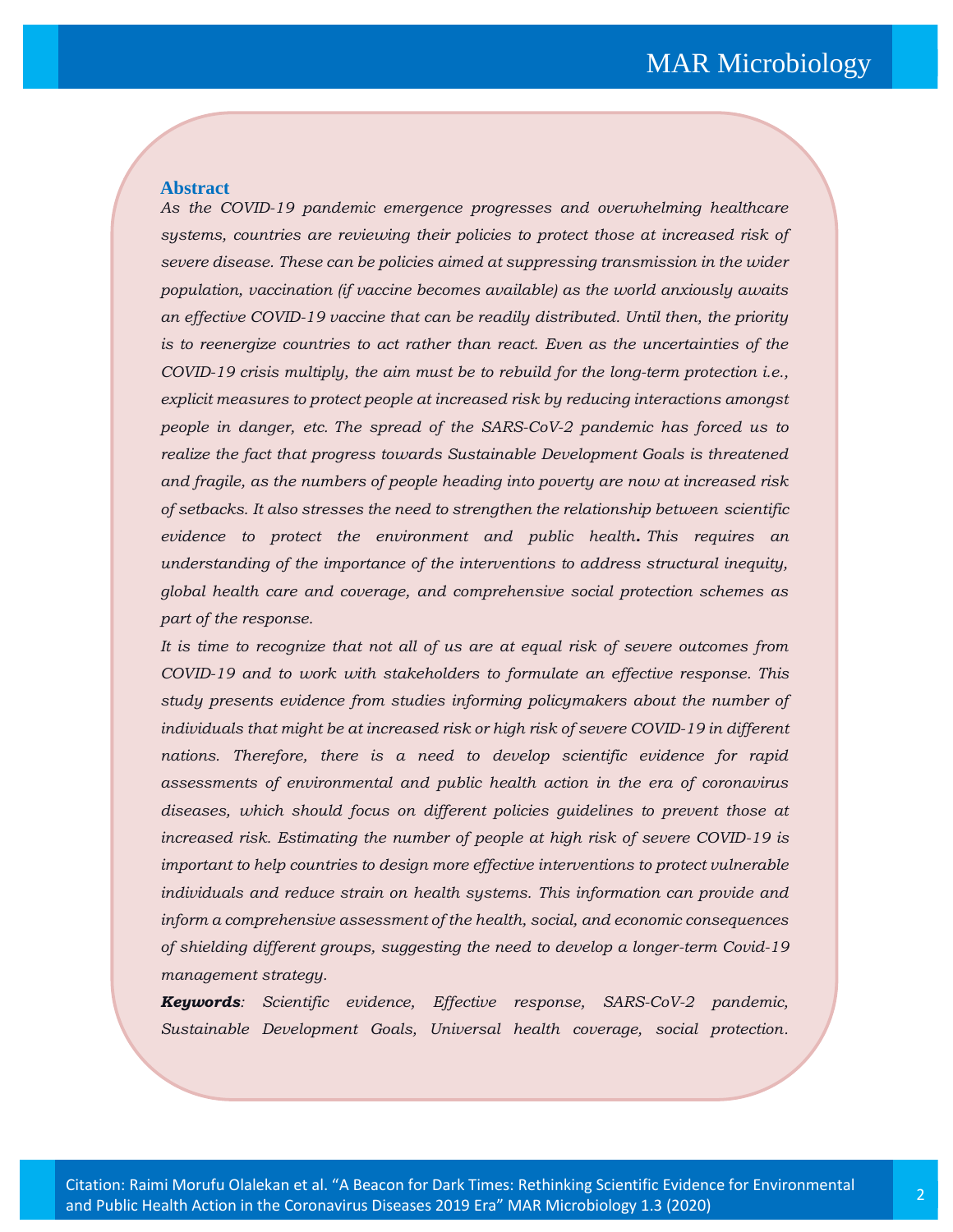## Abstract

*As the COVID-19 pandemic emergence progresses and overwhelming healthcare systems, countries are reviewing their policies to protect those at increased risk of severe disease. These can be policies aimed at suppressing transmission in the wider population, vaccination (if vaccine becomes available) as the world anxiously awaits an effective COVID-19 vaccine that can be readily distributed. Until then, the priority is to reenergize countries to act rather than react. Even as the uncertainties of the COVID-19 crisis multiply, the aim must be to rebuild for the long-term protection i.e., explicit measures to protect people at increased risk by reducing interactions amongst people in danger, etc. The spread of the SARS-CoV-2 pandemic has forced us to realize the fact that progress towards Sustainable Development Goals is threatened and fragile, as the numbers of people heading into poverty are now at increased risk of setbacks. It also stresses the need to strengthen the relationship between scientific evidence to protect the environment and public health. This requires an understanding of the importance of the interventions to address structural inequity, global health care and coverage, and comprehensive social protection schemes as part of the response.*

*It is time to recognize that not all of us are at equal risk of severe outcomes from COVID-19 and to work with stakeholders to formulate an effective response. This study presents evidence from studies informing policymakers about the number of individuals that might be at increased risk or high risk of severe COVID-19 in different nations. Therefore, there is a need to develop scientific evidence for rapid assessments of environmental and public health action in the era of coronavirus diseases, which should focus on different policies guidelines to prevent those at increased risk. Estimating the number of people at high risk of severe COVID-19 is important to help countries to design more effective interventions to protect vulnerable individuals and reduce strain on health systems. This information can provide and inform a comprehensive assessment of the health, social, and economic consequences of shielding different groups, suggesting the need to develop a longer-term Covid-19 management strategy.*

***Keywords****: Scientific evidence, Effective response, SARS-CoV-2 pandemic, Sustainable Development Goals, Universal health coverage, social protection.*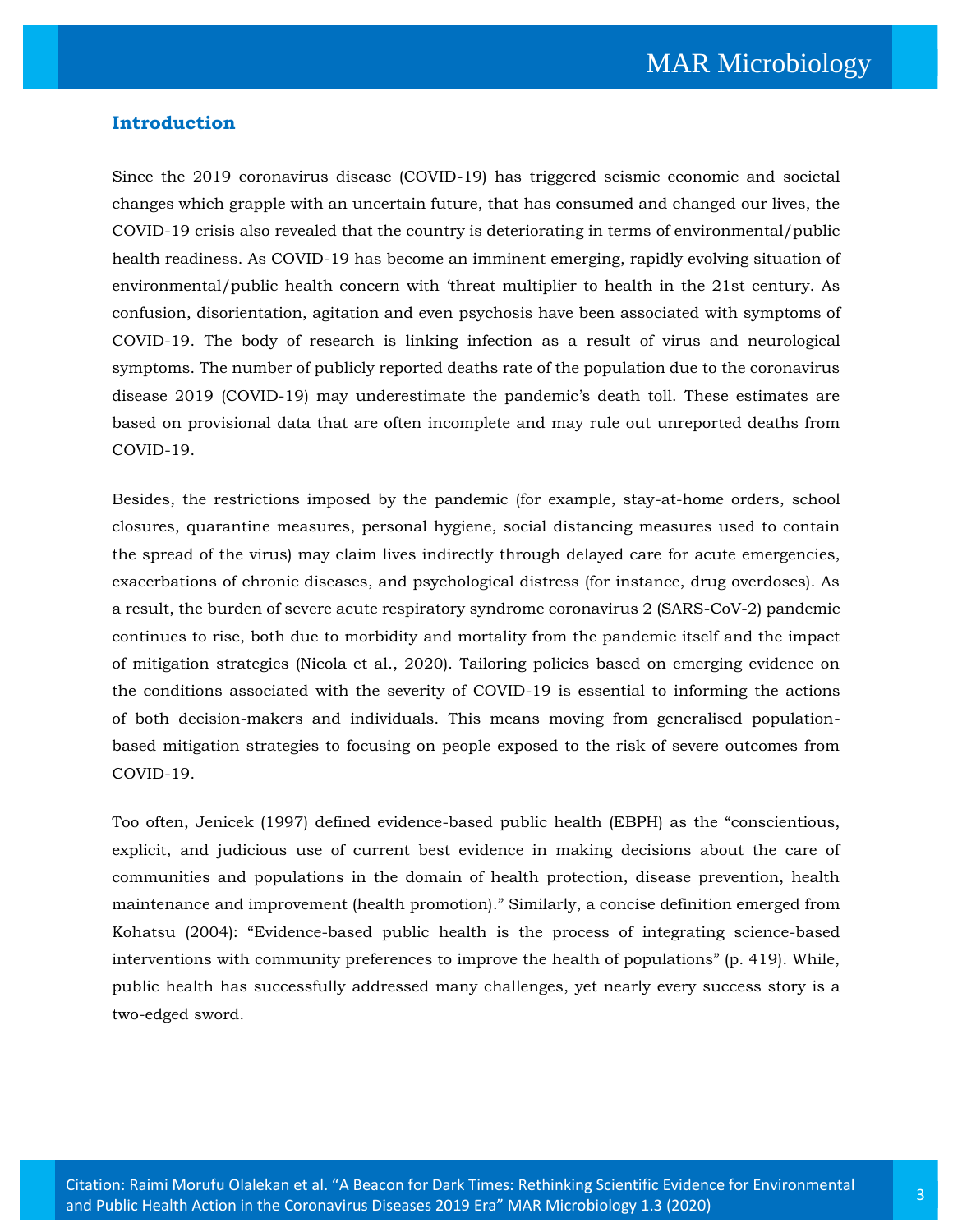## Introduction

Since the 2019 coronavirus disease (COVID-19) has triggered seismic economic and societal changes which grapple with an uncertain future, that has consumed and changed our lives, the COVID-19 crisis also revealed that the country is deteriorating in terms of environmental/public health readiness. As COVID-19 has become an imminent emerging, rapidly evolving situation of environmental/public health concern with 'threat multiplier to health in the 21st century. As confusion, disorientation, agitation and even psychosis have been associated with symptoms of COVID-19. The body of research is linking infection as a result of virus and neurological symptoms. The number of publicly reported deaths rate of the population due to the coronavirus disease 2019 (COVID-19) may underestimate the pandemic's death toll. These estimates are based on provisional data that are often incomplete and may rule out unreported deaths from COVID-19.

Besides, the restrictions imposed by the pandemic (for example, stay-at-home orders, school closures, quarantine measures, personal hygiene, social distancing measures used to contain the spread of the virus) may claim lives indirectly through delayed care for acute emergencies, exacerbations of chronic diseases, and psychological distress (for instance, drug overdoses). As a result, the burden of severe acute respiratory syndrome coronavirus 2 (SARS-CoV-2) pandemic continues to rise, both due to morbidity and mortality from the pandemic itself and the impact of mitigation strategies (Nicola et al., 2020). Tailoring policies based on emerging evidence on the conditions associated with the severity of COVID-19 is essential to informing the actions of both decision-makers and individuals. This means moving from generalised population-based mitigation strategies to focusing on people exposed to the risk of severe outcomes from COVID-19.

Too often, Jenicek (1997) defined evidence-based public health (EBPH) as the "conscientious, explicit, and judicious use of current best evidence in making decisions about the care of communities and populations in the domain of health protection, disease prevention, health maintenance and improvement (health promotion)." Similarly, a concise definition emerged from Kohatsu (2004): "Evidence-based public health is the process of integrating science-based interventions with community preferences to improve the health of populations" (p. 419). While, public health has successfully addressed many challenges, yet nearly every success story is a two-edged sword.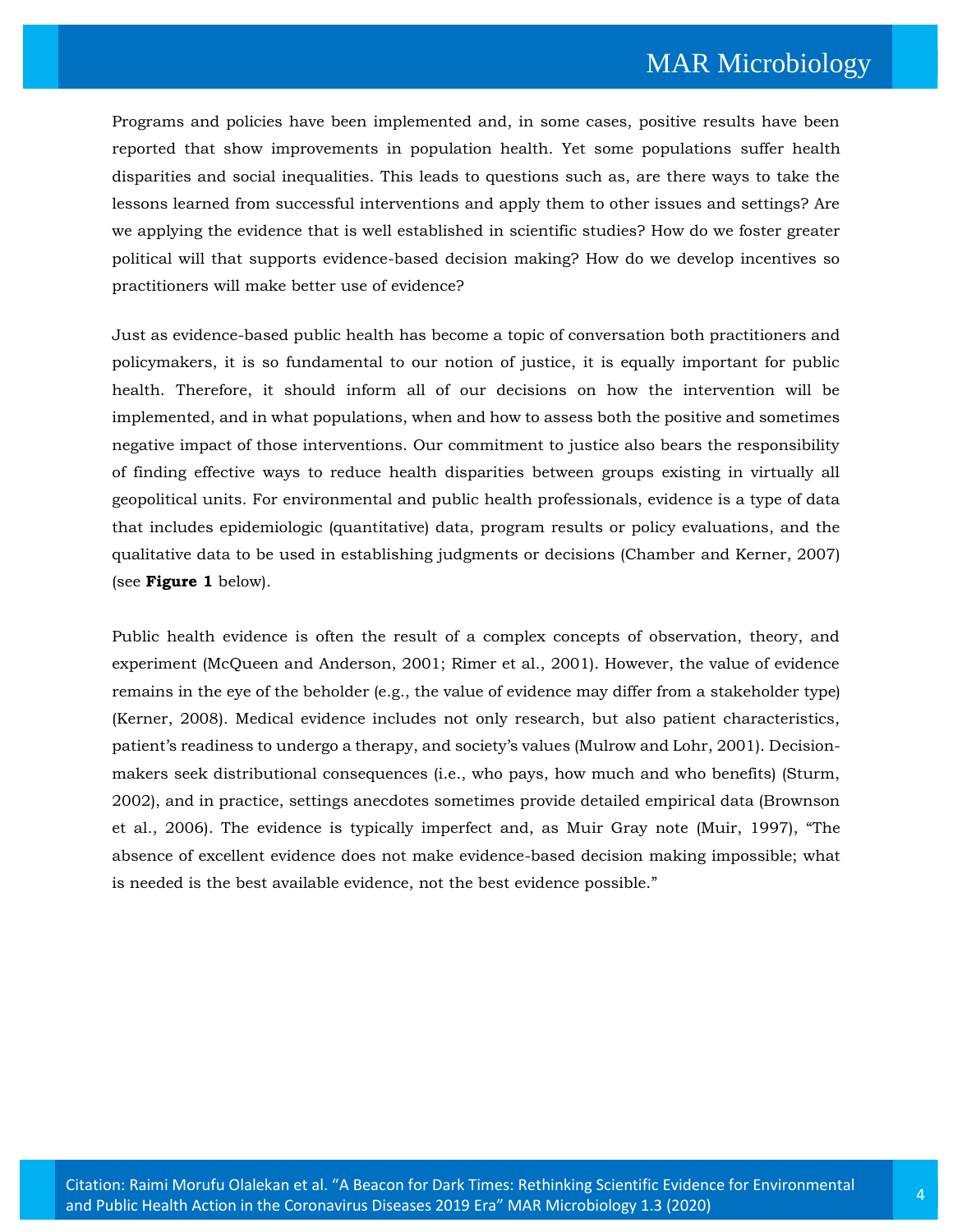Programs and policies have been implemented and, in some cases, positive results have been reported that show improvements in population health. Yet some populations suffer health disparities and social inequalities. This leads to questions such as, are there ways to take the lessons learned from successful interventions and apply them to other issues and settings? Are we applying the evidence that is well established in scientific studies? How do we foster greater political will that supports evidence-based decision making? How do we develop incentives so practitioners will make better use of evidence?

Just as evidence-based public health has become a topic of conversation both practitioners and policymakers, it is so fundamental to our notion of justice, it is equally important for public health. Therefore, it should inform all of our decisions on how the intervention will be implemented, and in what populations, when and how to assess both the positive and sometimes negative impact of those interventions. Our commitment to justice also bears the responsibility of finding effective ways to reduce health disparities between groups existing in virtually all geopolitical units. For environmental and public health professionals, evidence is a type of data that includes epidemiologic (quantitative) data, program results or policy evaluations, and the qualitative data to be used in establishing judgments or decisions (Chamber and Kerner, 2007) (see **Figure 1** below).

Public health evidence is often the result of a complex concepts of observation, theory, and experiment (McQueen and Anderson, 2001; Rimer et al., 2001). However, the value of evidence remains in the eye of the beholder (e.g., the value of evidence may differ from a stakeholder type) (Kerner, 2008). Medical evidence includes not only research, but also patient characteristics, patient's readiness to undergo a therapy, and society's values (Mulrow and Lohr, 2001). Decision-makers seek distributional consequences (i.e., who pays, how much and who benefits) (Sturm, 2002), and in practice, settings anecdotes sometimes provide detailed empirical data (Brownson et al., 2006). The evidence is typically imperfect and, as Muir Gray note (Muir, 1997), "The absence of excellent evidence does not make evidence-based decision making impossible; what is needed is the best available evidence, not the best evidence possible."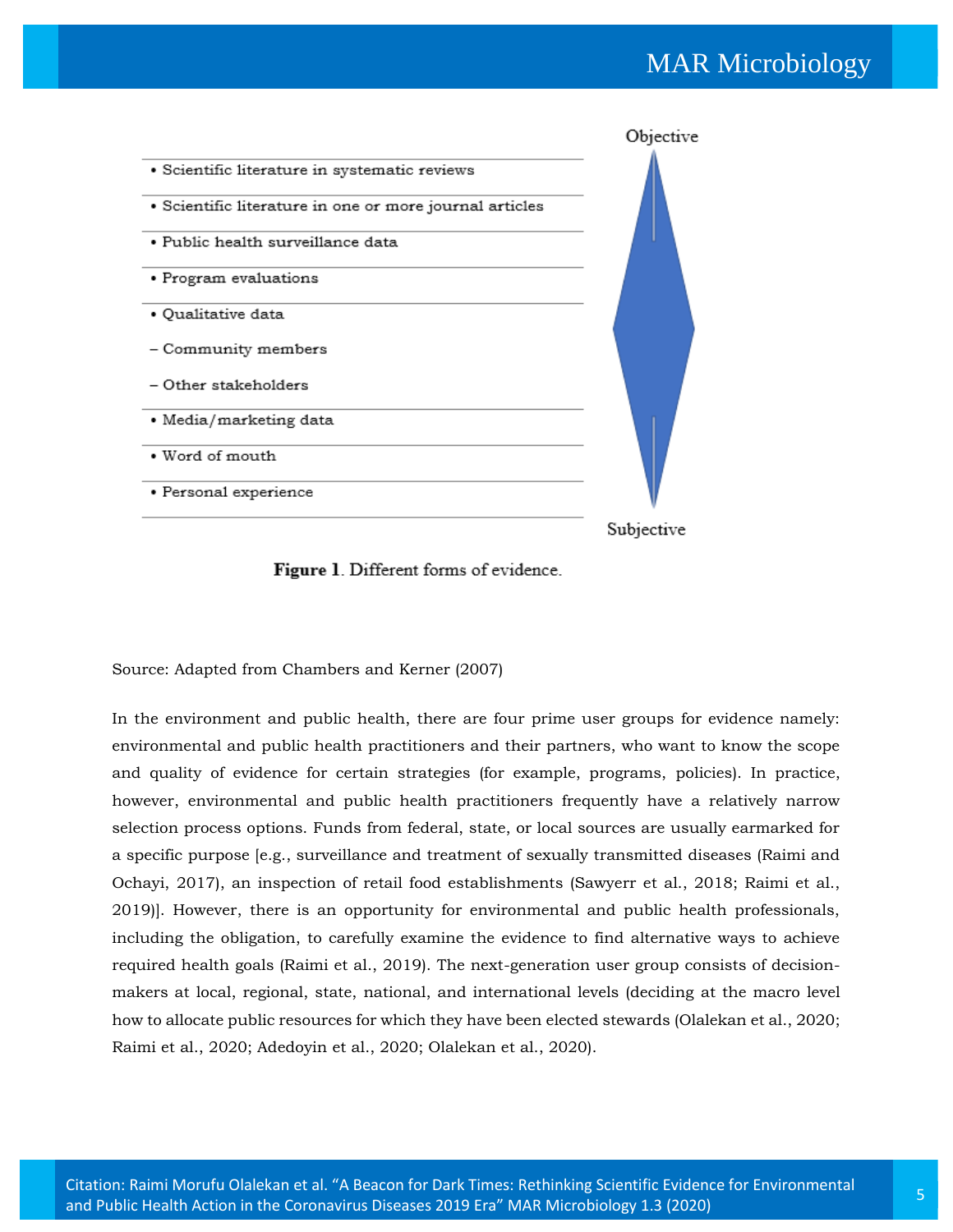| | |
|---|---|
| • Scientific literature in systematic reviews | Objective |
| • Scientific literature in one or more journal articles | |
| • Public health surveillance data | |
| • Program evaluations | |
| • Qualitative data<br>– Community members<br>– Other stakeholders | |
| • Media/marketing data | |
| • Word of mouth | |
| • Personal experience | Subjective |

**Figure 1**. Different forms of evidence.

Source: Adapted from Chambers and Kerner (2007)

In the environment and public health, there are four prime user groups for evidence namely: environmental and public health practitioners and their partners, who want to know the scope and quality of evidence for certain strategies (for example, programs, policies). In practice, however, environmental and public health practitioners frequently have a relatively narrow selection process options. Funds from federal, state, or local sources are usually earmarked for a specific purpose [e.g., surveillance and treatment of sexually transmitted diseases (Raimi and Ochayi, 2017), an inspection of retail food establishments (Sawyerr et al., 2018; Raimi et al., 2019)]. However, there is an opportunity for environmental and public health professionals, including the obligation, to carefully examine the evidence to find alternative ways to achieve required health goals (Raimi et al., 2019). The next-generation user group consists of decision-makers at local, regional, state, national, and international levels (deciding at the macro level how to allocate public resources for which they have been elected stewards (Olalekan et al., 2020; Raimi et al., 2020; Adedoyin et al., 2020; Olalekan et al., 2020).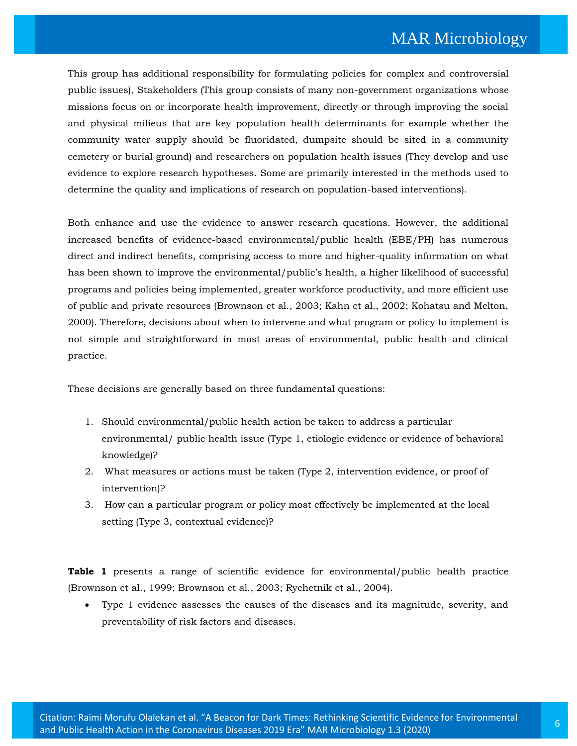This group has additional responsibility for formulating policies for complex and controversial public issues), Stakeholders (This group consists of many non-government organizations whose missions focus on or incorporate health improvement, directly or through improving the social and physical milieus that are key population health determinants for example whether the community water supply should be fluoridated, dumpsite should be sited in a community cemetery or burial ground) and researchers on population health issues (They develop and use evidence to explore research hypotheses. Some are primarily interested in the methods used to determine the quality and implications of research on population-based interventions).

Both enhance and use the evidence to answer research questions. However, the additional increased benefits of evidence-based environmental/public health (EBE/PH) has numerous direct and indirect benefits, comprising access to more and higher-quality information on what has been shown to improve the environmental/public's health, a higher likelihood of successful programs and policies being implemented, greater workforce productivity, and more efficient use of public and private resources (Brownson et al., 2003; Kahn et al., 2002; Kohatsu and Melton, 2000). Therefore, decisions about when to intervene and what program or policy to implement is not simple and straightforward in most areas of environmental, public health and clinical practice.

These decisions are generally based on three fundamental questions:

1. Should environmental/public health action be taken to address a particular environmental/ public health issue (Type 1, etiologic evidence or evidence of behavioral knowledge)?
2. What measures or actions must be taken (Type 2, intervention evidence, or proof of intervention)?
3. How can a particular program or policy most effectively be implemented at the local setting (Type 3, contextual evidence)?

**Table 1** presents a range of scientific evidence for environmental/public health practice (Brownson et al., 1999; Brownson et al., 2003; Rychetnik et al., 2004).

- Type 1 evidence assesses the causes of the diseases and its magnitude, severity, and preventability of risk factors and diseases.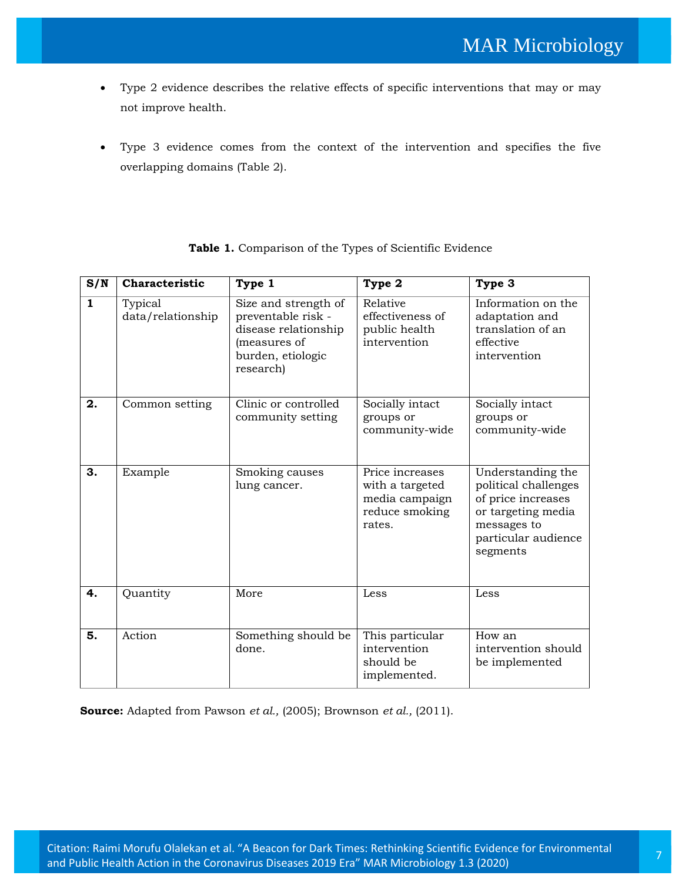- Type 2 evidence describes the relative effects of specific interventions that may or may not improve health.

- Type 3 evidence comes from the context of the intervention and specifies the five overlapping domains (Table 2).

**Table 1.** Comparison of the Types of Scientific Evidence

| S/N | Characteristic | Type 1 | Type 2 | Type 3 |
|---|---|---|---|---|
| 1 | Typical data/relationship | Size and strength of preventable risk - disease relationship (measures of burden, etiologic research) | Relative effectiveness of public health intervention | Information on the adaptation and translation of an effective intervention |
| 2. | Common setting | Clinic or controlled community setting | Socially intact groups or community-wide | Socially intact groups or community-wide |
| 3. | Example | Smoking causes lung cancer. | Price increases with a targeted media campaign reduce smoking rates. | Understanding the political challenges of price increases or targeting media messages to particular audience segments |
| 4. | Quantity | More | Less | Less |
| 5. | Action | Something should be done. | This particular intervention should be implemented. | How an intervention should be implemented |

**Source:** Adapted from Pawson *et al.,* (2005); Brownson *et al.,* (2011).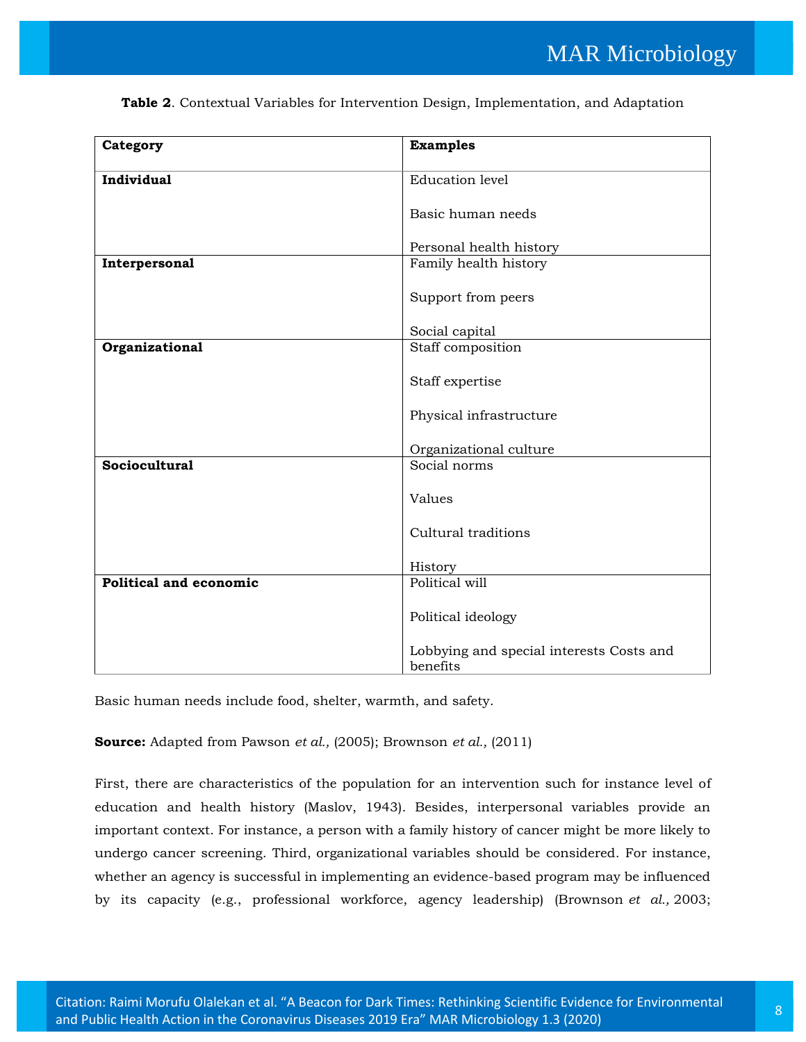**Table 2**. Contextual Variables for Intervention Design, Implementation, and Adaptation

| Category | Examples |
| --- | --- |
| **Individual** | Education level<br>Basic human needs<br>Personal health history |
| **Interpersonal** | Family health history<br>Support from peers<br>Social capital |
| **Organizational** | Staff composition<br>Staff expertise<br>Physical infrastructure<br>Organizational culture |
| **Sociocultural** | Social norms<br>Values<br>Cultural traditions<br>History |
| **Political and economic** | Political will<br>Political ideology<br>Lobbying and special interests Costs and benefits |

Basic human needs include food, shelter, warmth, and safety.

**Source:** Adapted from Pawson *et al.,* (2005); Brownson *et al.,* (2011)

First, there are characteristics of the population for an intervention such for instance level of education and health history (Maslov, 1943). Besides, interpersonal variables provide an important context. For instance, a person with a family history of cancer might be more likely to undergo cancer screening. Third, organizational variables should be considered. For instance, whether an agency is successful in implementing an evidence-based program may be influenced by its capacity (e.g., professional workforce, agency leadership) (Brownson *et al.,* 2003;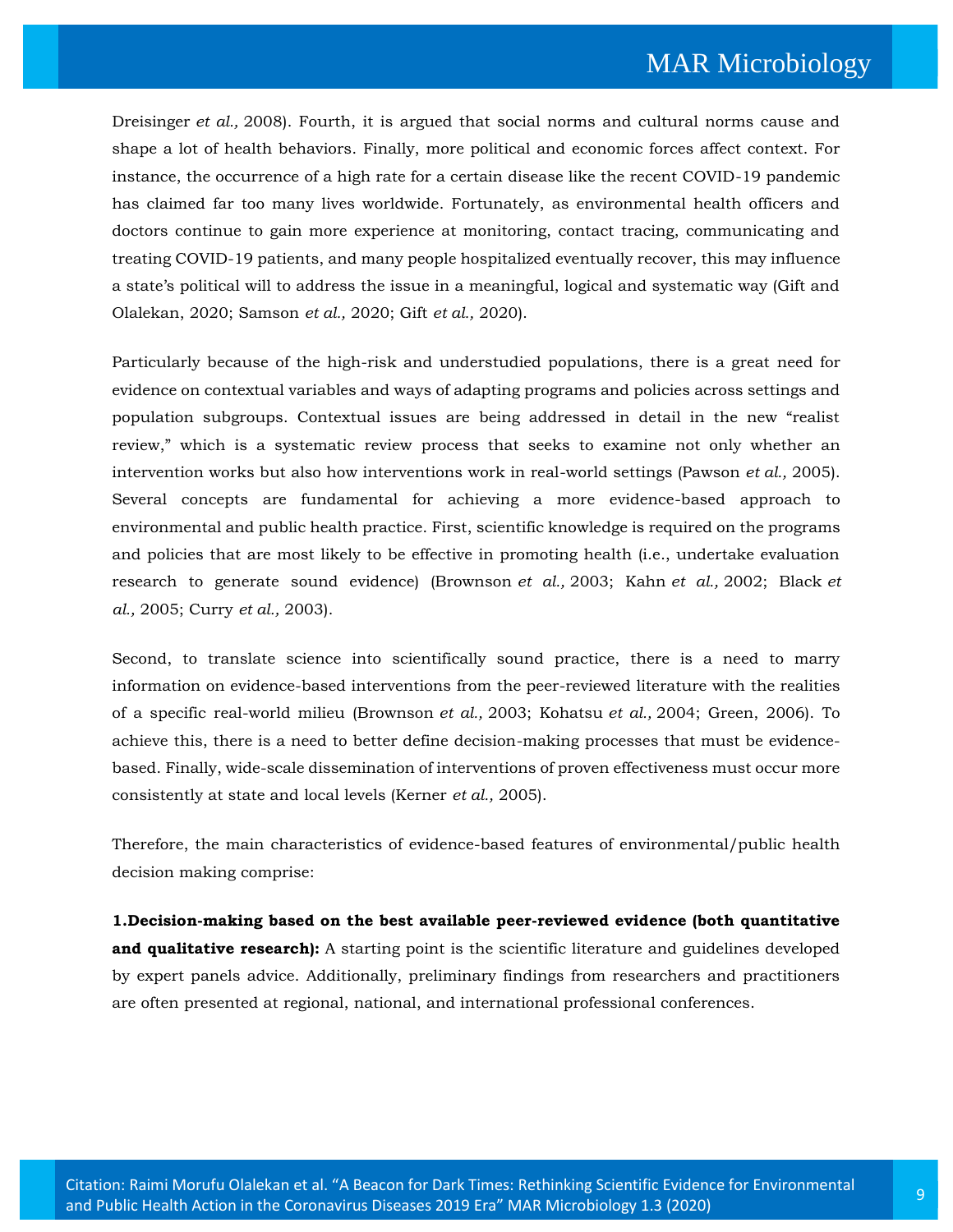Dreisinger *et al.,* 2008). Fourth, it is argued that social norms and cultural norms cause and shape a lot of health behaviors. Finally, more political and economic forces affect context. For instance, the occurrence of a high rate for a certain disease like the recent COVID-19 pandemic has claimed far too many lives worldwide. Fortunately, as environmental health officers and doctors continue to gain more experience at monitoring, contact tracing, communicating and treating COVID-19 patients, and many people hospitalized eventually recover, this may influence a state's political will to address the issue in a meaningful, logical and systematic way (Gift and Olalekan, 2020; Samson *et al.,* 2020; Gift *et al.,* 2020).

Particularly because of the high-risk and understudied populations, there is a great need for evidence on contextual variables and ways of adapting programs and policies across settings and population subgroups. Contextual issues are being addressed in detail in the new "realist review," which is a systematic review process that seeks to examine not only whether an intervention works but also how interventions work in real-world settings (Pawson *et al.,* 2005). Several concepts are fundamental for achieving a more evidence-based approach to environmental and public health practice. First, scientific knowledge is required on the programs and policies that are most likely to be effective in promoting health (i.e., undertake evaluation research to generate sound evidence) (Brownson *et al.,* 2003; Kahn *et al.,* 2002; Black *et al.,* 2005; Curry *et al.,* 2003).

Second, to translate science into scientifically sound practice, there is a need to marry information on evidence-based interventions from the peer-reviewed literature with the realities of a specific real-world milieu (Brownson *et al.,* 2003; Kohatsu *et al.,* 2004; Green, 2006). To achieve this, there is a need to better define decision-making processes that must be evidence-based. Finally, wide-scale dissemination of interventions of proven effectiveness must occur more consistently at state and local levels (Kerner *et al.,* 2005).

Therefore, the main characteristics of evidence-based features of environmental/public health decision making comprise:

**1.Decision-making based on the best available peer-reviewed evidence (both quantitative and qualitative research):** A starting point is the scientific literature and guidelines developed by expert panels advice. Additionally, preliminary findings from researchers and practitioners are often presented at regional, national, and international professional conferences.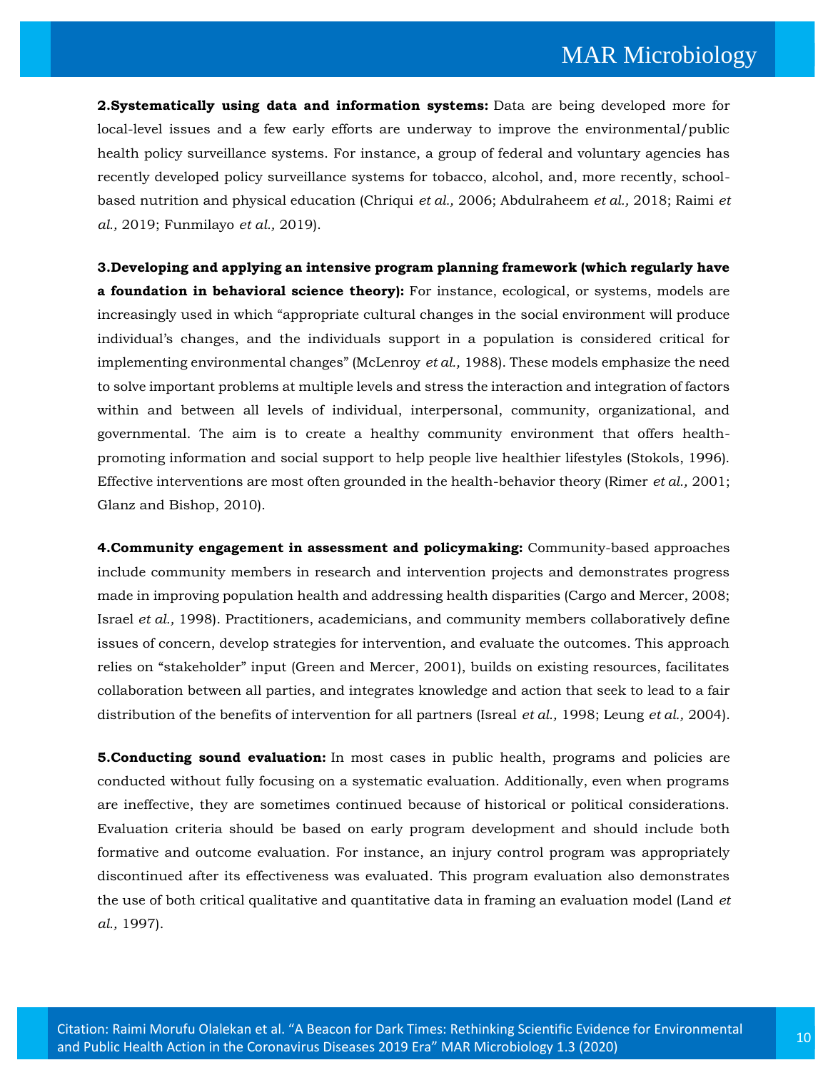**2.Systematically using data and information systems:** Data are being developed more for local-level issues and a few early efforts are underway to improve the environmental/public health policy surveillance systems. For instance, a group of federal and voluntary agencies has recently developed policy surveillance systems for tobacco, alcohol, and, more recently, school-based nutrition and physical education (Chriqui *et al.,* 2006; Abdulraheem *et al.,* 2018; Raimi *et al.,* 2019; Funmilayo *et al.,* 2019).

**3.Developing and applying an intensive program planning framework (which regularly have a foundation in behavioral science theory):** For instance, ecological, or systems, models are increasingly used in which "appropriate cultural changes in the social environment will produce individual's changes, and the individuals support in a population is considered critical for implementing environmental changes" (McLenroy *et al.,* 1988). These models emphasize the need to solve important problems at multiple levels and stress the interaction and integration of factors within and between all levels of individual, interpersonal, community, organizational, and governmental. The aim is to create a healthy community environment that offers health-promoting information and social support to help people live healthier lifestyles (Stokols, 1996). Effective interventions are most often grounded in the health-behavior theory (Rimer *et al.,* 2001; Glanz and Bishop, 2010).

**4.Community engagement in assessment and policymaking:** Community-based approaches include community members in research and intervention projects and demonstrates progress made in improving population health and addressing health disparities (Cargo and Mercer, 2008; Israel *et al.,* 1998). Practitioners, academicians, and community members collaboratively define issues of concern, develop strategies for intervention, and evaluate the outcomes. This approach relies on "stakeholder" input (Green and Mercer, 2001), builds on existing resources, facilitates collaboration between all parties, and integrates knowledge and action that seek to lead to a fair distribution of the benefits of intervention for all partners (Isreal *et al.,* 1998; Leung *et al.,* 2004).

**5.Conducting sound evaluation:** In most cases in public health, programs and policies are conducted without fully focusing on a systematic evaluation. Additionally, even when programs are ineffective, they are sometimes continued because of historical or political considerations. Evaluation criteria should be based on early program development and should include both formative and outcome evaluation. For instance, an injury control program was appropriately discontinued after its effectiveness was evaluated. This program evaluation also demonstrates the use of both critical qualitative and quantitative data in framing an evaluation model (Land *et al.,* 1997).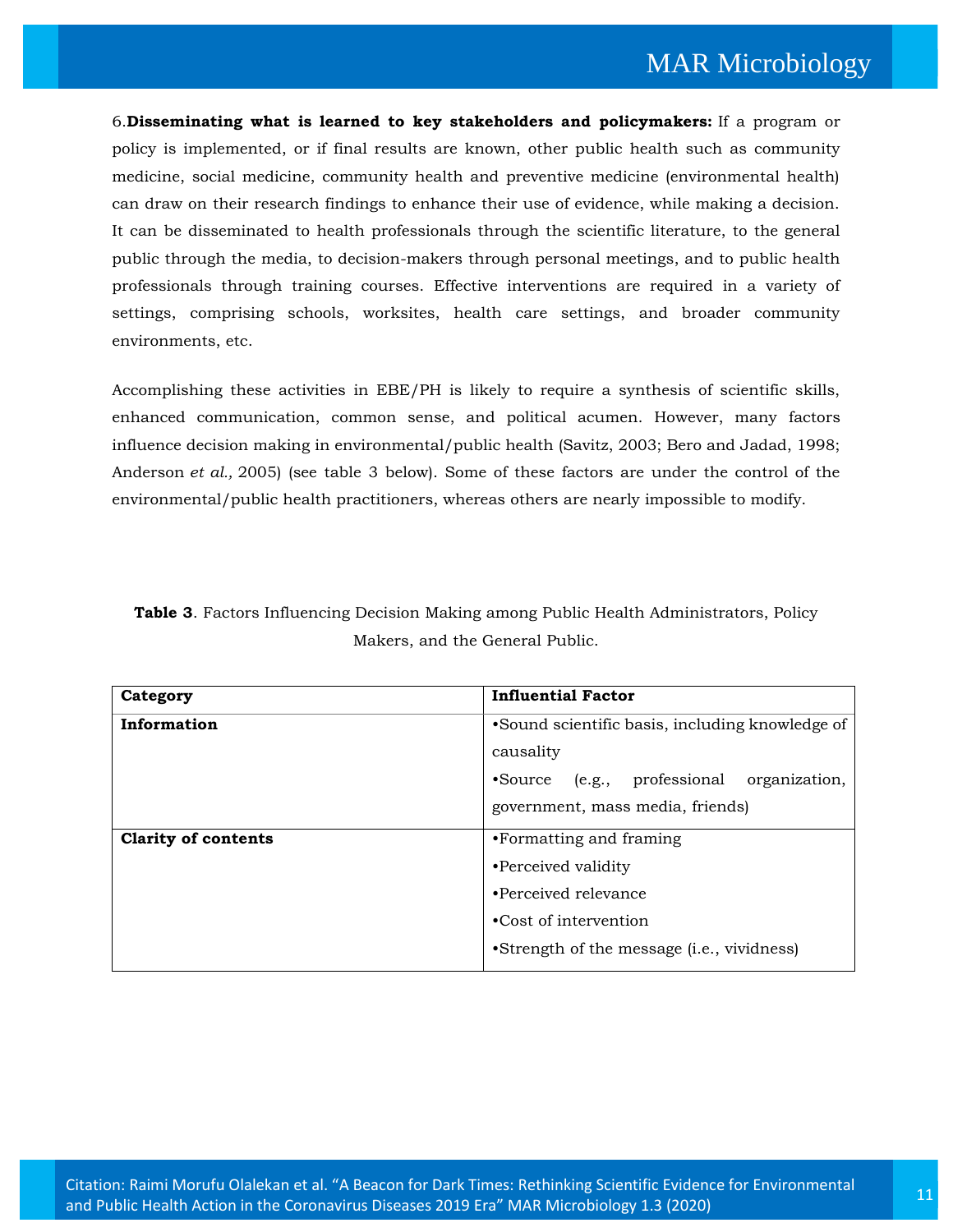6.**Disseminating what is learned to key stakeholders and policymakers:** If a program or policy is implemented, or if final results are known, other public health such as community medicine, social medicine, community health and preventive medicine (environmental health) can draw on their research findings to enhance their use of evidence, while making a decision. It can be disseminated to health professionals through the scientific literature, to the general public through the media, to decision-makers through personal meetings, and to public health professionals through training courses. Effective interventions are required in a variety of settings, comprising schools, worksites, health care settings, and broader community environments, etc.

Accomplishing these activities in EBE/PH is likely to require a synthesis of scientific skills, enhanced communication, common sense, and political acumen. However, many factors influence decision making in environmental/public health (Savitz, 2003; Bero and Jadad, 1998; Anderson *et al.,* 2005) (see table 3 below). Some of these factors are under the control of the environmental/public health practitioners, whereas others are nearly impossible to modify.

**Table 3**. Factors Influencing Decision Making among Public Health Administrators, Policy Makers, and the General Public.

| **Category** | **Influential Factor** |
|---|---|
| **Information** | •Sound scientific basis, including knowledge of causality<br>•Source (e.g., professional organization, government, mass media, friends) |
| **Clarity of contents** | •Formatting and framing<br>•Perceived validity<br>•Perceived relevance<br>•Cost of intervention<br>•Strength of the message (i.e., vividness) |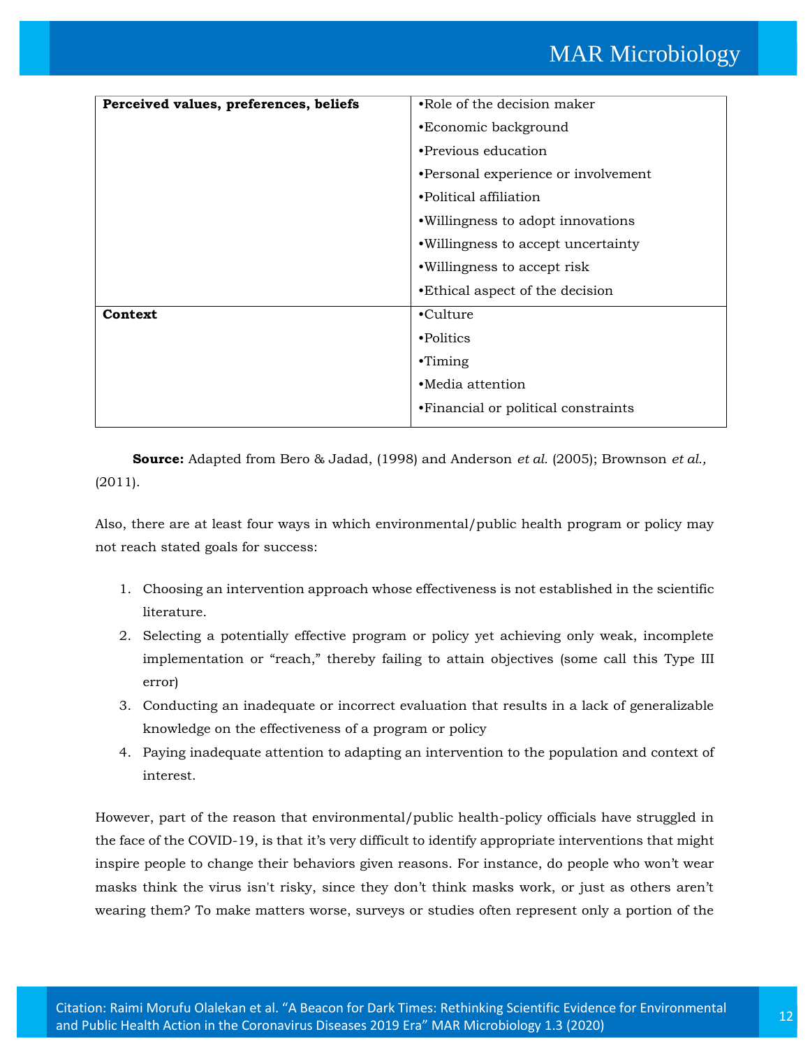| | |
|---|---|
| **Perceived values, preferences, beliefs** | •Role of the decision maker<br>•Economic background<br>•Previous education<br>•Personal experience or involvement<br>•Political affiliation<br>•Willingness to adopt innovations<br>•Willingness to accept uncertainty<br>•Willingness to accept risk<br>•Ethical aspect of the decision |
| **Context** | •Culture<br>•Politics<br>•Timing<br>•Media attention<br>•Financial or political constraints |

**Source:** Adapted from Bero & Jadad, (1998) and Anderson *et al.* (2005); Brownson *et al.,* (2011).

Also, there are at least four ways in which environmental/public health program or policy may not reach stated goals for success:

1. Choosing an intervention approach whose effectiveness is not established in the scientific literature.
2. Selecting a potentially effective program or policy yet achieving only weak, incomplete implementation or "reach," thereby failing to attain objectives (some call this Type III error)
3. Conducting an inadequate or incorrect evaluation that results in a lack of generalizable knowledge on the effectiveness of a program or policy
4. Paying inadequate attention to adapting an intervention to the population and context of interest.

However, part of the reason that environmental/public health-policy officials have struggled in the face of the COVID-19, is that it's very difficult to identify appropriate interventions that might inspire people to change their behaviors given reasons. For instance, do people who won't wear masks think the virus isn't risky, since they don't think masks work, or just as others aren't wearing them? To make matters worse, surveys or studies often represent only a portion of the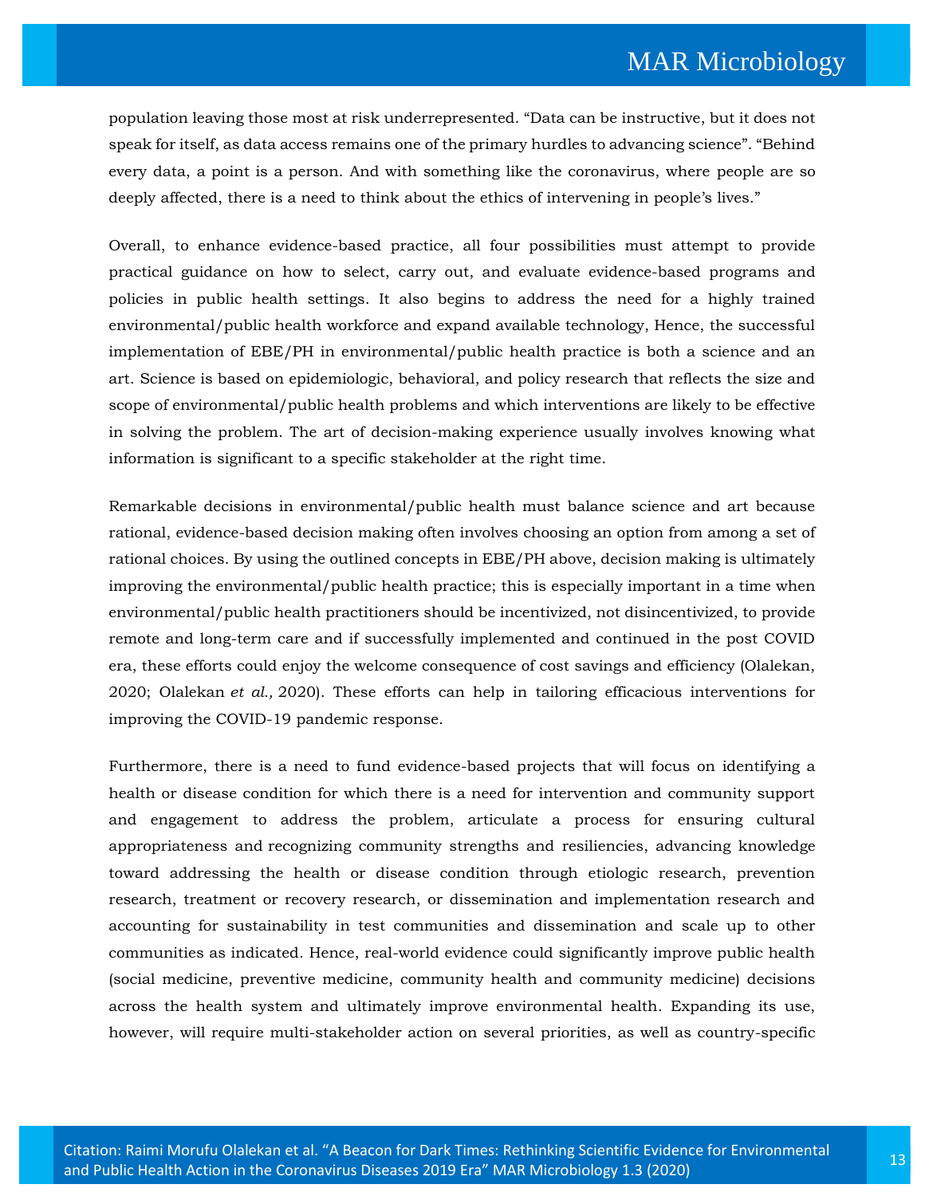population leaving those most at risk underrepresented. “Data can be instructive, but it does not speak for itself, as data access remains one of the primary hurdles to advancing science”. “Behind every data, a point is a person. And with something like the coronavirus, where people are so deeply affected, there is a need to think about the ethics of intervening in people’s lives.”

Overall, to enhance evidence-based practice, all four possibilities must attempt to provide practical guidance on how to select, carry out, and evaluate evidence-based programs and policies in public health settings. It also begins to address the need for a highly trained environmental/public health workforce and expand available technology, Hence, the successful implementation of EBE/PH in environmental/public health practice is both a science and an art. Science is based on epidemiologic, behavioral, and policy research that reflects the size and scope of environmental/public health problems and which interventions are likely to be effective in solving the problem. The art of decision-making experience usually involves knowing what information is significant to a specific stakeholder at the right time.

Remarkable decisions in environmental/public health must balance science and art because rational, evidence-based decision making often involves choosing an option from among a set of rational choices. By using the outlined concepts in EBE/PH above, decision making is ultimately improving the environmental/public health practice; this is especially important in a time when environmental/public health practitioners should be incentivized, not disincentivized, to provide remote and long-term care and if successfully implemented and continued in the post COVID era, these efforts could enjoy the welcome consequence of cost savings and efficiency (Olalekan, 2020; Olalekan *et al.,* 2020). These efforts can help in tailoring efficacious interventions for improving the COVID-19 pandemic response.

Furthermore, there is a need to fund evidence-based projects that will focus on identifying a health or disease condition for which there is a need for intervention and community support and engagement to address the problem, articulate a process for ensuring cultural appropriateness and recognizing community strengths and resiliencies, advancing knowledge toward addressing the health or disease condition through etiologic research, prevention research, treatment or recovery research, or dissemination and implementation research and accounting for sustainability in test communities and dissemination and scale up to other communities as indicated. Hence, real-world evidence could significantly improve public health (social medicine, preventive medicine, community health and community medicine) decisions across the health system and ultimately improve environmental health. Expanding its use, however, will require multi-stakeholder action on several priorities, as well as country-specific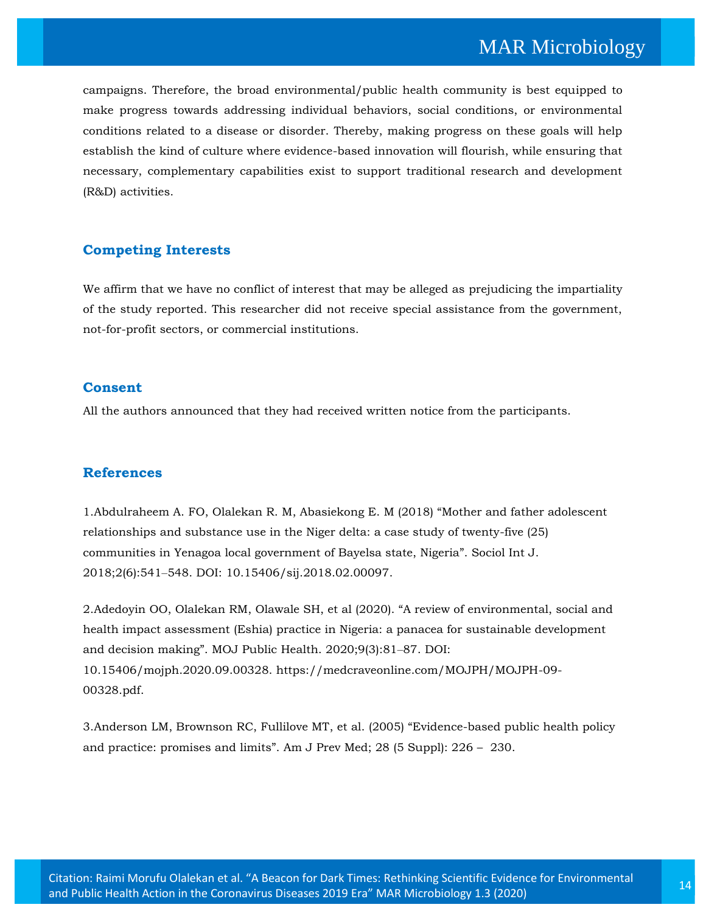campaigns. Therefore, the broad environmental/public health community is best equipped to make progress towards addressing individual behaviors, social conditions, or environmental conditions related to a disease or disorder. Thereby, making progress on these goals will help establish the kind of culture where evidence-based innovation will flourish, while ensuring that necessary, complementary capabilities exist to support traditional research and development (R&D) activities.

## Competing Interests

We affirm that we have no conflict of interest that may be alleged as prejudicing the impartiality of the study reported. This researcher did not receive special assistance from the government, not-for-profit sectors, or commercial institutions.

## Consent

All the authors announced that they had received written notice from the participants.

## References

1.Abdulraheem A. FO, Olalekan R. M, Abasiekong E. M (2018) "Mother and father adolescent relationships and substance use in the Niger delta: a case study of twenty-five (25) communities in Yenagoa local government of Bayelsa state, Nigeria". Sociol Int J. 2018;2(6):541–548. DOI: 10.15406/sij.2018.02.00097.

2.Adedoyin OO, Olalekan RM, Olawale SH, et al (2020). "A review of environmental, social and health impact assessment (Eshia) practice in Nigeria: a panacea for sustainable development and decision making". MOJ Public Health. 2020;9(3):81–87. DOI: 10.15406/mojph.2020.09.00328. https://medcraveonline.com/MOJPH/MOJPH-09-00328.pdf.

3.Anderson LM, Brownson RC, Fullilove MT, et al. (2005) "Evidence-based public health policy and practice: promises and limits". Am J Prev Med; 28 (5 Suppl): 226 – 230.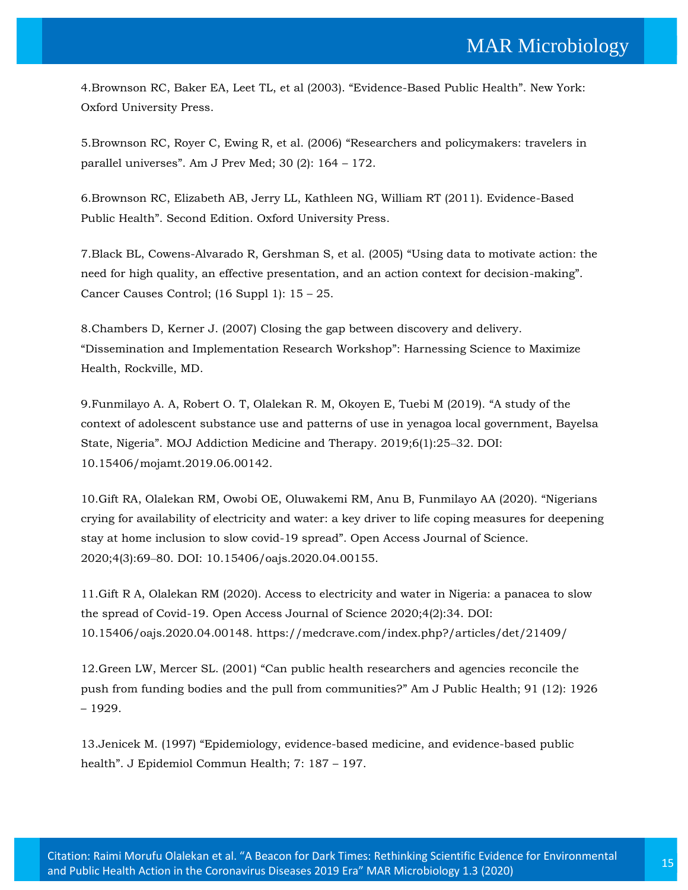4.Brownson RC, Baker EA, Leet TL, et al (2003). “Evidence-Based Public Health”. New York: Oxford University Press.

5.Brownson RC, Royer C, Ewing R, et al. (2006) “Researchers and policymakers: travelers in parallel universes”. Am J Prev Med; 30 (2): 164 – 172.

6.Brownson RC, Elizabeth AB, Jerry LL, Kathleen NG, William RT (2011). Evidence-Based Public Health”. Second Edition. Oxford University Press.

7.Black BL, Cowens-Alvarado R, Gershman S, et al. (2005) “Using data to motivate action: the need for high quality, an effective presentation, and an action context for decision-making”. Cancer Causes Control; (16 Suppl 1): 15 – 25.

8.Chambers D, Kerner J. (2007) Closing the gap between discovery and delivery. “Dissemination and Implementation Research Workshop”: Harnessing Science to Maximize Health, Rockville, MD.

9.Funmilayo A. A, Robert O. T, Olalekan R. M, Okoyen E, Tuebi M (2019). “A study of the context of adolescent substance use and patterns of use in yenagoa local government, Bayelsa State, Nigeria”. MOJ Addiction Medicine and Therapy. 2019;6(1):25–32. DOI: 10.15406/mojamt.2019.06.00142.

10.Gift RA, Olalekan RM, Owobi OE, Oluwakemi RM, Anu B, Funmilayo AA (2020). “Nigerians crying for availability of electricity and water: a key driver to life coping measures for deepening stay at home inclusion to slow covid-19 spread”. Open Access Journal of Science. 2020;4(3):69–80. DOI: 10.15406/oajs.2020.04.00155.

11.Gift R A, Olalekan RM (2020). Access to electricity and water in Nigeria: a panacea to slow the spread of Covid-19. Open Access Journal of Science 2020;4(2):34. DOI: 10.15406/oajs.2020.04.00148. https://medcrave.com/index.php?/articles/det/21409/

12.Green LW, Mercer SL. (2001) “Can public health researchers and agencies reconcile the push from funding bodies and the pull from communities?” Am J Public Health; 91 (12): 1926 – 1929.

13.Jenicek M. (1997) “Epidemiology, evidence-based medicine, and evidence-based public health”. J Epidemiol Commun Health; 7: 187 – 197.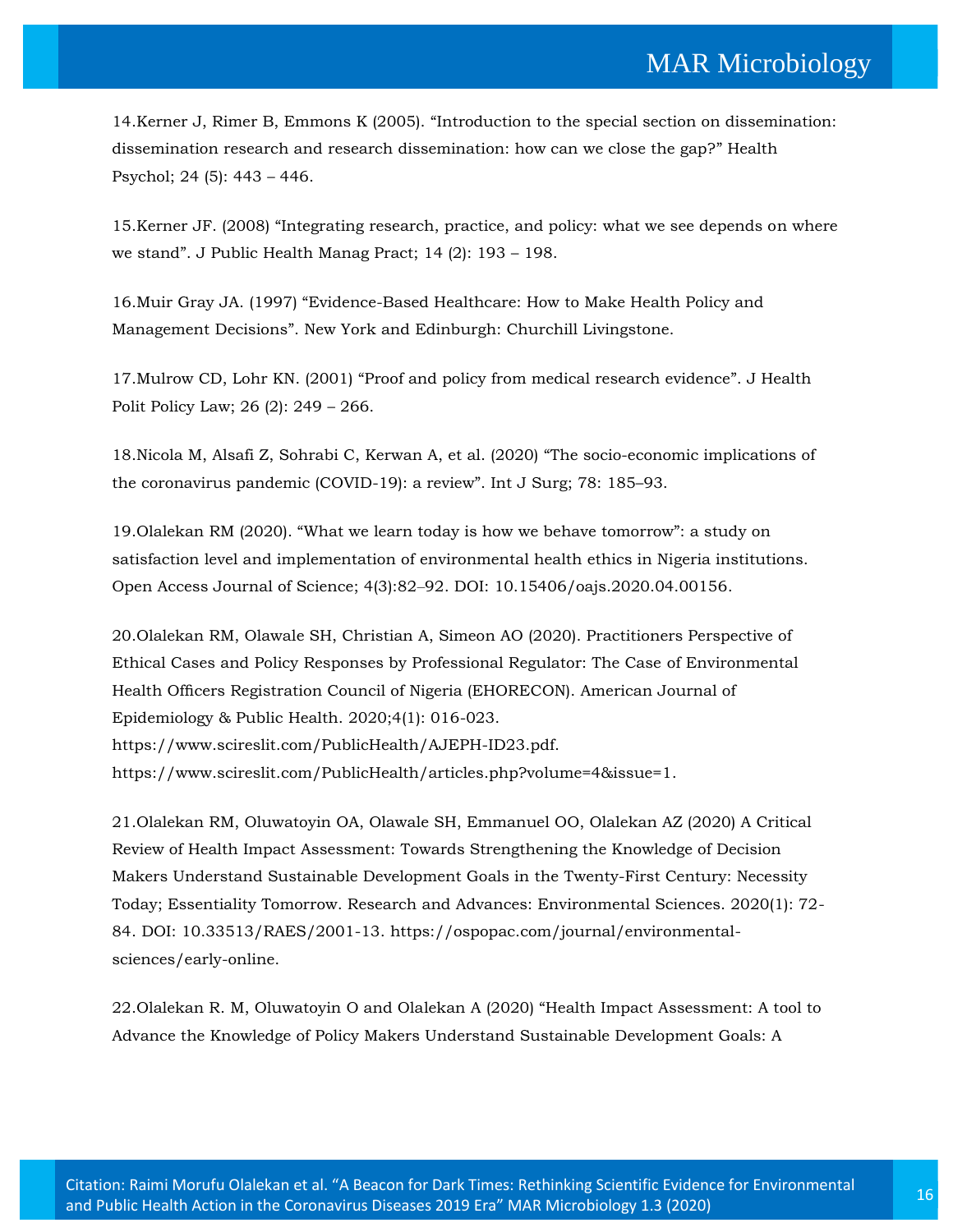14.Kerner J, Rimer B, Emmons K (2005). “Introduction to the special section on dissemination: dissemination research and research dissemination: how can we close the gap?” Health Psychol; 24 (5): 443 – 446.

15.Kerner JF. (2008) “Integrating research, practice, and policy: what we see depends on where we stand”. J Public Health Manag Pract; 14 (2): 193 – 198.

16.Muir Gray JA. (1997) “Evidence-Based Healthcare: How to Make Health Policy and Management Decisions”. New York and Edinburgh: Churchill Livingstone.

17.Mulrow CD, Lohr KN. (2001) “Proof and policy from medical research evidence”. J Health Polit Policy Law; 26 (2): 249 – 266.

18.Nicola M, Alsafi Z, Sohrabi C, Kerwan A, et al. (2020) “The socio-economic implications of the coronavirus pandemic (COVID-19): a review”. Int J Surg; 78: 185–93.

19.Olalekan RM (2020). “What we learn today is how we behave tomorrow”: a study on satisfaction level and implementation of environmental health ethics in Nigeria institutions. Open Access Journal of Science; 4(3):82–92. DOI: 10.15406/oajs.2020.04.00156.

20.Olalekan RM, Olawale SH, Christian A, Simeon AO (2020). Practitioners Perspective of Ethical Cases and Policy Responses by Professional Regulator: The Case of Environmental Health Officers Registration Council of Nigeria (EHORECON). American Journal of Epidemiology & Public Health. 2020;4(1): 016-023. https://www.scireslit.com/PublicHealth/AJEPH-ID23.pdf. https://www.scireslit.com/PublicHealth/articles.php?volume=4&issue=1.

21.Olalekan RM, Oluwatoyin OA, Olawale SH, Emmanuel OO, Olalekan AZ (2020) A Critical Review of Health Impact Assessment: Towards Strengthening the Knowledge of Decision Makers Understand Sustainable Development Goals in the Twenty-First Century: Necessity Today; Essentiality Tomorrow. Research and Advances: Environmental Sciences. 2020(1): 72-84. DOI: 10.33513/RAES/2001-13. https://ospopac.com/journal/environmental-sciences/early-online.

22.Olalekan R. M, Oluwatoyin O and Olalekan A (2020) “Health Impact Assessment: A tool to Advance the Knowledge of Policy Makers Understand Sustainable Development Goals: A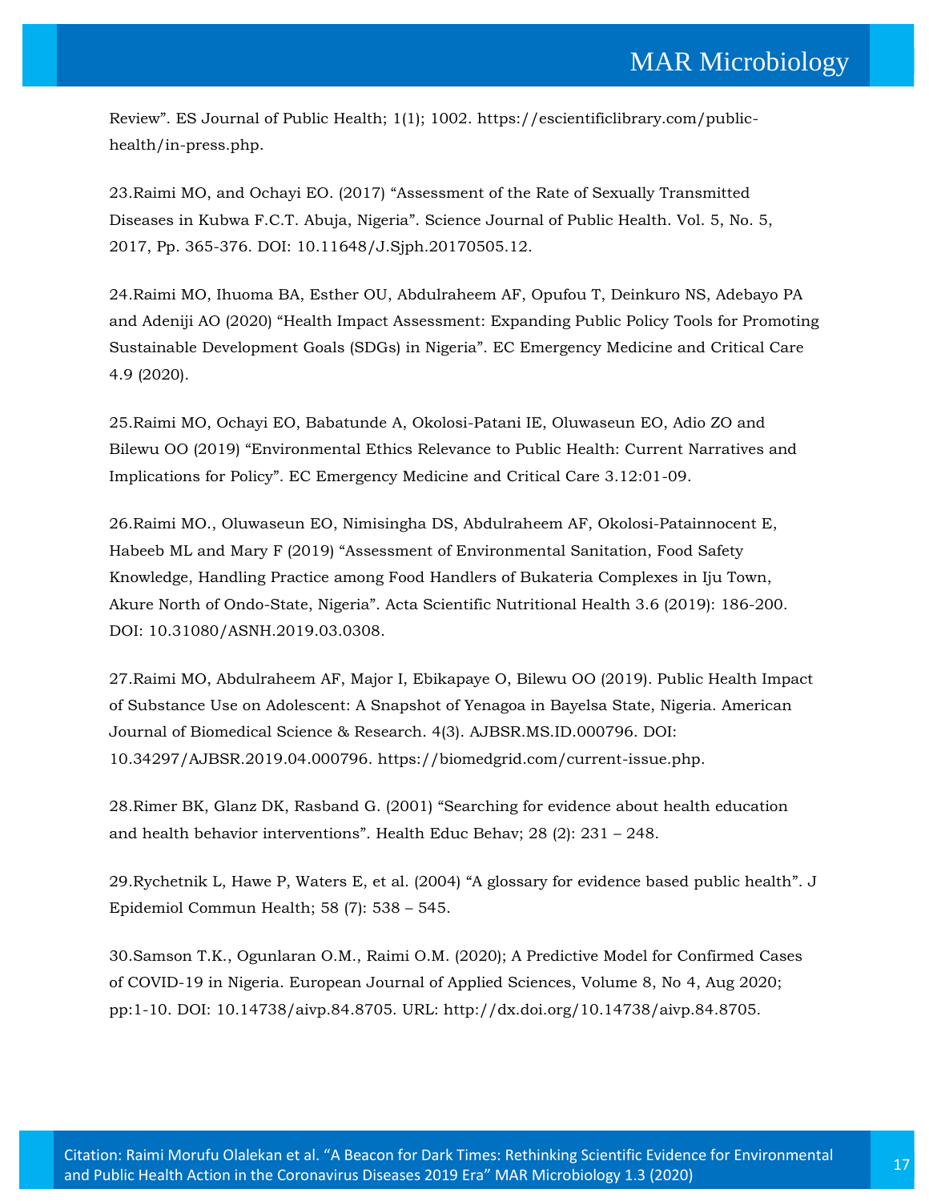Review". ES Journal of Public Health; 1(1); 1002. https://escientificlibrary.com/public-health/in-press.php.

23.Raimi MO, and Ochayi EO. (2017) "Assessment of the Rate of Sexually Transmitted Diseases in Kubwa F.C.T. Abuja, Nigeria". Science Journal of Public Health. Vol. 5, No. 5, 2017, Pp. 365-376. DOI: 10.11648/J.Sjph.20170505.12.

24.Raimi MO, Ihuoma BA, Esther OU, Abdulraheem AF, Opufou T, Deinkuro NS, Adebayo PA and Adeniji AO (2020) "Health Impact Assessment: Expanding Public Policy Tools for Promoting Sustainable Development Goals (SDGs) in Nigeria". EC Emergency Medicine and Critical Care 4.9 (2020).

25.Raimi MO, Ochayi EO, Babatunde A, Okolosi-Patani IE, Oluwaseun EO, Adio ZO and Bilewu OO (2019) "Environmental Ethics Relevance to Public Health: Current Narratives and Implications for Policy". EC Emergency Medicine and Critical Care 3.12:01-09.

26.Raimi MO., Oluwaseun EO, Nimisingha DS, Abdulraheem AF, Okolosi-Patainnocent E, Habeeb ML and Mary F (2019) "Assessment of Environmental Sanitation, Food Safety Knowledge, Handling Practice among Food Handlers of Bukateria Complexes in Iju Town, Akure North of Ondo-State, Nigeria". Acta Scientific Nutritional Health 3.6 (2019): 186-200. DOI: 10.31080/ASNH.2019.03.0308.

27.Raimi MO, Abdulraheem AF, Major I, Ebikapaye O, Bilewu OO (2019). Public Health Impact of Substance Use on Adolescent: A Snapshot of Yenagoa in Bayelsa State, Nigeria. American Journal of Biomedical Science & Research. 4(3). AJBSR.MS.ID.000796. DOI: 10.34297/AJBSR.2019.04.000796. https://biomedgrid.com/current-issue.php.

28.Rimer BK, Glanz DK, Rasband G. (2001) "Searching for evidence about health education and health behavior interventions". Health Educ Behav; 28 (2): 231 – 248.

29.Rychetnik L, Hawe P, Waters E, et al. (2004) "A glossary for evidence based public health". J Epidemiol Commun Health; 58 (7): 538 – 545.

30.Samson T.K., Ogunlaran O.M., Raimi O.M. (2020); A Predictive Model for Confirmed Cases of COVID-19 in Nigeria. European Journal of Applied Sciences, Volume 8, No 4, Aug 2020; pp:1-10. DOI: 10.14738/aivp.84.8705. URL: http://dx.doi.org/10.14738/aivp.84.8705.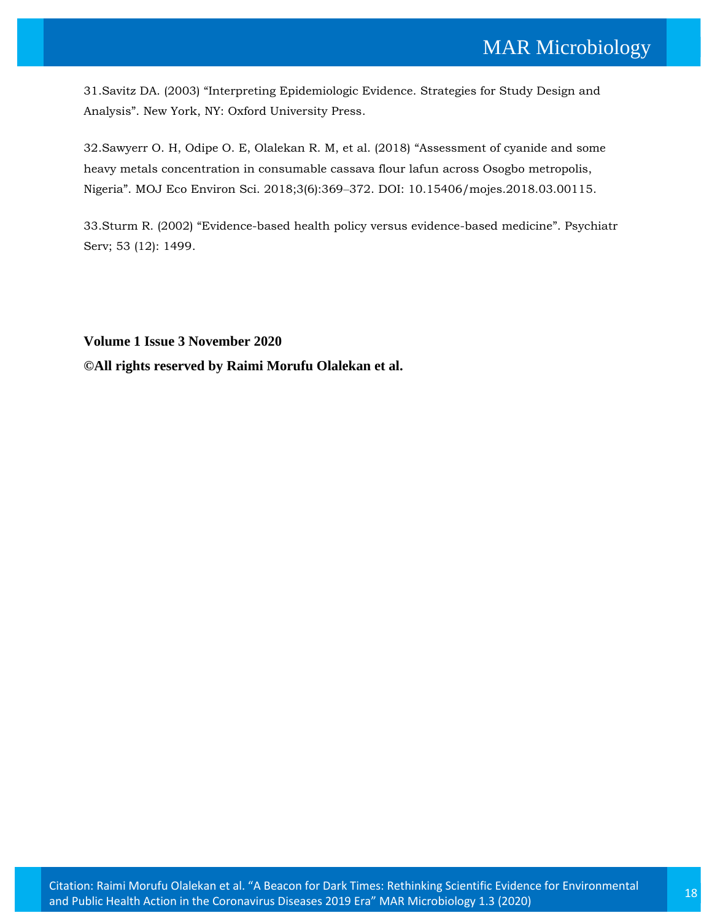31.Savitz DA. (2003) “Interpreting Epidemiologic Evidence. Strategies for Study Design and Analysis”. New York, NY: Oxford University Press.

32.Sawyerr O. H, Odipe O. E, Olalekan R. M, et al. (2018) “Assessment of cyanide and some heavy metals concentration in consumable cassava flour lafun across Osogbo metropolis, Nigeria”. MOJ Eco Environ Sci. 2018;3(6):369–372. DOI: 10.15406/mojes.2018.03.00115.

33.Sturm R. (2002) “Evidence-based health policy versus evidence-based medicine”. Psychiatr Serv; 53 (12): 1499.

**Volume 1 Issue 3 November 2020**

**©All rights reserved by Raimi Morufu Olalekan et al.**